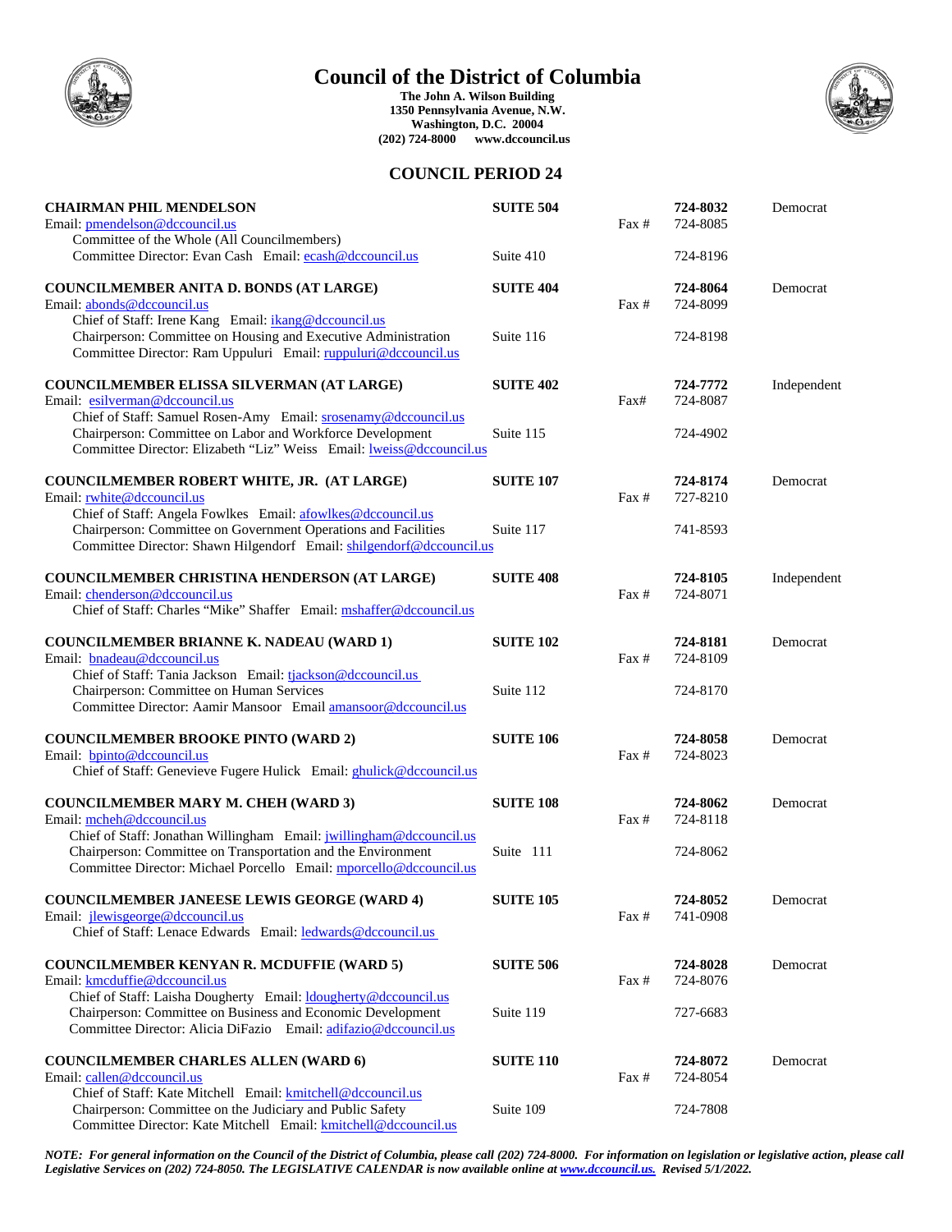# Council of the District of Columbia

**The John A. Wilson Building**
**1350 Pennsylvania Avenue, N.W.**
**Washington, D.C. 20004**
**(202) 724-8000 www.dccouncil.us**

## COUNCIL PERIOD 24

| | Suite | | Phone | Party |
|---|---|---|---|---|
| **CHAIRMAN PHIL MENDELSON** | **SUITE 504** | | **724-8032** | Democrat |
| Email: pmendelson@dccouncil.us | | Fax # | 724-8085 | |
| Committee of the Whole (All Councilmembers) | | | | |
| Committee Director: Evan Cash Email: ecash@dccouncil.us | Suite 410 | | 724-8196 | |
| **COUNCILMEMBER ANITA D. BONDS (AT LARGE)** | **SUITE 404** | | **724-8064** | Democrat |
| Email: abonds@dccouncil.us | | Fax # | 724-8099 | |
| Chief of Staff: Irene Kang Email: ikang@dccouncil.us | | | | |
| Chairperson: Committee on Housing and Executive Administration | Suite 116 | | 724-8198 | |
| Committee Director: Ram Uppuluri Email: ruppuluri@dccouncil.us | | | | |
| **COUNCILMEMBER ELISSA SILVERMAN (AT LARGE)** | **SUITE 402** | | **724-7772** | Independent |
| Email: esilverman@dccouncil.us | | Fax# | 724-8087 | |
| Chief of Staff: Samuel Rosen-Amy Email: srosenamy@dccouncil.us | | | | |
| Chairperson: Committee on Labor and Workforce Development | Suite 115 | | 724-4902 | |
| Committee Director: Elizabeth "Liz" Weiss Email: lweiss@dccouncil.us | | | | |
| **COUNCILMEMBER ROBERT WHITE, JR. (AT LARGE)** | **SUITE 107** | | **724-8174** | Democrat |
| Email: rwhite@dccouncil.us | | Fax # | 727-8210 | |
| Chief of Staff: Angela Fowlkes Email: afowlkes@dccouncil.us | | | | |
| Chairperson: Committee on Government Operations and Facilities | Suite 117 | | 741-8593 | |
| Committee Director: Shawn Hilgendorf Email: shilgendorf@dccouncil.us | | | | |
| **COUNCILMEMBER CHRISTINA HENDERSON (AT LARGE)** | **SUITE 408** | | **724-8105** | Independent |
| Email: chenderson@dccouncil.us | | Fax # | 724-8071 | |
| Chief of Staff: Charles "Mike" Shaffer Email: mshaffer@dccouncil.us | | | | |
| **COUNCILMEMBER BRIANNE K. NADEAU (WARD 1)** | **SUITE 102** | | **724-8181** | Democrat |
| Email: bnadeau@dccouncil.us | | Fax # | 724-8109 | |
| Chief of Staff: Tania Jackson Email: tjackson@dccouncil.us | | | | |
| Chairperson: Committee on Human Services | Suite 112 | | 724-8170 | |
| Committee Director: Aamir Mansoor Email amansoor@dccouncil.us | | | | |
| **COUNCILMEMBER BROOKE PINTO (WARD 2)** | **SUITE 106** | | **724-8058** | Democrat |
| Email: bpinto@dccouncil.us | | Fax # | 724-8023 | |
| Chief of Staff: Genevieve Fugere Hulick Email: ghulick@dccouncil.us | | | | |
| **COUNCILMEMBER MARY M. CHEH (WARD 3)** | **SUITE 108** | | **724-8062** | Democrat |
| Email: mcheh@dccouncil.us | | Fax # | 724-8118 | |
| Chief of Staff: Jonathan Willingham Email: jwillingham@dccouncil.us | | | | |
| Chairperson: Committee on Transportation and the Environment | Suite 111 | | 724-8062 | |
| Committee Director: Michael Porcello Email: mporcello@dccouncil.us | | | | |
| **COUNCILMEMBER JANEESE LEWIS GEORGE (WARD 4)** | **SUITE 105** | | **724-8052** | Democrat |
| Email: jlewisgeorge@dccouncil.us | | Fax # | 741-0908 | |
| Chief of Staff: Lenace Edwards Email: ledwards@dccouncil.us | | | | |
| **COUNCILMEMBER KENYAN R. MCDUFFIE (WARD 5)** | **SUITE 506** | | **724-8028** | Democrat |
| Email: kmcduffie@dccouncil.us | | Fax # | 724-8076 | |
| Chief of Staff: Laisha Dougherty Email: ldougherty@dccouncil.us | | | | |
| Chairperson: Committee on Business and Economic Development | Suite 119 | | 727-6683 | |
| Committee Director: Alicia DiFazio Email: adifazio@dccouncil.us | | | | |
| **COUNCILMEMBER CHARLES ALLEN (WARD 6)** | **SUITE 110** | | **724-8072** | Democrat |
| Email: callen@dccouncil.us | | Fax # | 724-8054 | |
| Chief of Staff: Kate Mitchell Email: kmitchell@dccouncil.us | | | | |
| Chairperson: Committee on the Judiciary and Public Safety | Suite 109 | | 724-7808 | |
| Committee Director: Kate Mitchell Email: kmitchell@dccouncil.us | | | | |

***NOTE: For general information on the Council of the District of Columbia, please call (202) 724-8000. For information on legislation or legislative action, please call Legislative Services on (202) 724-8050. The LEGISLATIVE CALENDAR is now available online at www.dccouncil.us. Revised 5/1/2022.***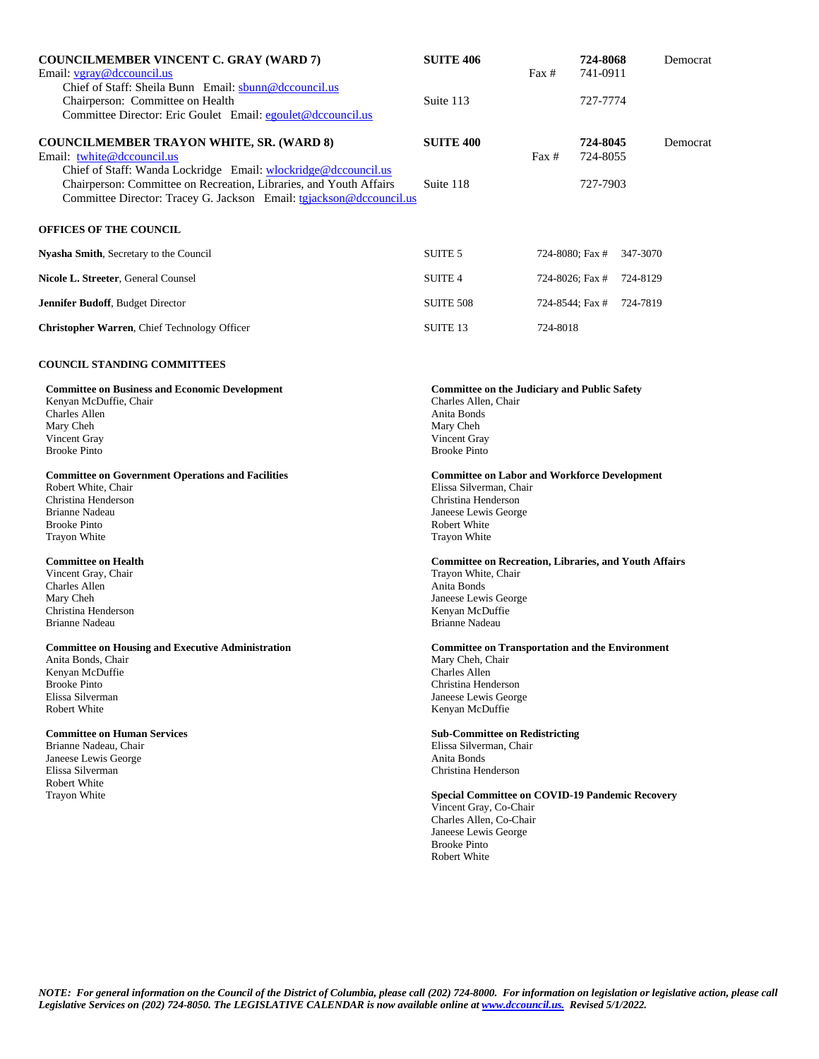**COUNCILMEMBER VINCENT C. GRAY (WARD 7)** | **SUITE 406** | **724-8068** | Democrat
Email: vgray@dccouncil.us | Fax # 741-0911
Chief of Staff: Sheila Bunn Email: sbunn@dccouncil.us
Chairperson: Committee on Health | Suite 113 | 727-7774
Committee Director: Eric Goulet Email: egoulet@dccouncil.us

**COUNCILMEMBER TRAYON WHITE, SR. (WARD 8)** | **SUITE 400** | **724-8045** | Democrat
Email: twhite@dccouncil.us | Fax # 724-8055
Chief of Staff: Wanda Lockridge Email: wlockridge@dccouncil.us
Chairperson: Committee on Recreation, Libraries, and Youth Affairs | Suite 118 | 727-7903
Committee Director: Tracey G. Jackson Email: tgjackson@dccouncil.us

### OFFICES OF THE COUNCIL

| | | |
|---|---|---|
| **Nyasha Smith**, Secretary to the Council | SUITE 5 | 724-8080; Fax # 347-3070 |
| **Nicole L. Streeter**, General Counsel | SUITE 4 | 724-8026; Fax # 724-8129 |
| **Jennifer Budoff**, Budget Director | SUITE 508 | 724-8544; Fax # 724-7819 |
| **Christopher Warren**, Chief Technology Officer | SUITE 13 | 724-8018 |

### COUNCIL STANDING COMMITTEES

**Committee on Business and Economic Development**
Kenyan McDuffie, Chair
Charles Allen
Mary Cheh
Vincent Gray
Brooke Pinto

**Committee on Government Operations and Facilities**
Robert White, Chair
Christina Henderson
Brianne Nadeau
Brooke Pinto
Trayon White

**Committee on Health**
Vincent Gray, Chair
Charles Allen
Mary Cheh
Christina Henderson
Brianne Nadeau

**Committee on Housing and Executive Administration**
Anita Bonds, Chair
Kenyan McDuffie
Brooke Pinto
Elissa Silverman
Robert White

**Committee on Human Services**
Brianne Nadeau, Chair
Janeese Lewis George
Elissa Silverman
Robert White
Trayon White

**Committee on the Judiciary and Public Safety**
Charles Allen, Chair
Anita Bonds
Mary Cheh
Vincent Gray
Brooke Pinto

**Committee on Labor and Workforce Development**
Elissa Silverman, Chair
Christina Henderson
Janeese Lewis George
Robert White
Trayon White

**Committee on Recreation, Libraries, and Youth Affairs**
Trayon White, Chair
Anita Bonds
Janeese Lewis George
Kenyan McDuffie
Brianne Nadeau

**Committee on Transportation and the Environment**
Mary Cheh, Chair
Charles Allen
Christina Henderson
Janeese Lewis George
Kenyan McDuffie

**Sub-Committee on Redistricting**
Elissa Silverman, Chair
Anita Bonds
Christina Henderson

**Special Committee on COVID-19 Pandemic Recovery**
Vincent Gray, Co-Chair
Charles Allen, Co-Chair
Janeese Lewis George
Brooke Pinto
Robert White

***NOTE: For general information on the Council of the District of Columbia, please call (202) 724-8000. For information on legislation or legislative action, please call Legislative Services on (202) 724-8050. The LEGISLATIVE CALENDAR is now available online at www.dccouncil.us. Revised 5/1/2022.***